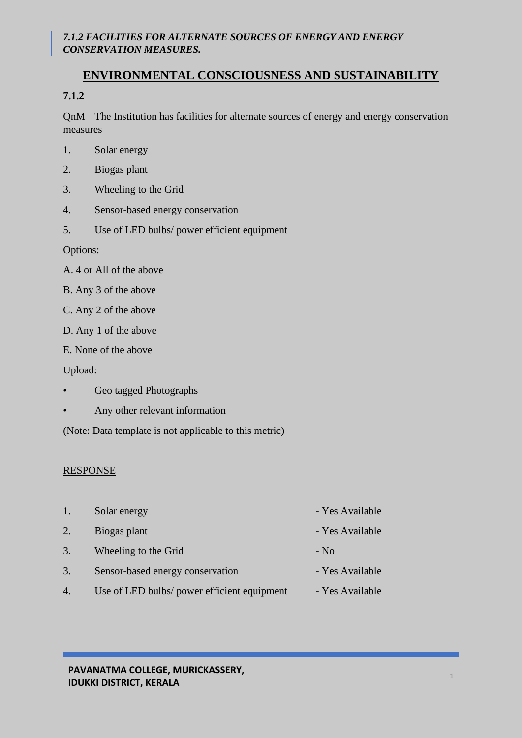*7.1.2 FACILITIES FOR ALTERNATE SOURCES OF ENERGY AND ENERGY CONSERVATION MEASURES.*

## ENVIRONMENTAL CONSCIOUSNESS AND SUSTAINABILITY

**7.1.2**

QnM The Institution has facilities for alternate sources of energy and energy conservation measures

1. Solar energy
2. Biogas plant
3. Wheeling to the Grid
4. Sensor-based energy conservation
5. Use of LED bulbs/ power efficient equipment

Options:

A. 4 or All of the above

B. Any 3 of the above

C. Any 2 of the above

D. Any 1 of the above

E. None of the above

Upload:

- Geo tagged Photographs
- Any other relevant information

(Note: Data template is not applicable to this metric)

RESPONSE

| | | |
|---|---|---|
| 1. | Solar energy | - Yes Available |
| 2. | Biogas plant | - Yes Available |
| 3. | Wheeling to the Grid | - No |
| 3. | Sensor-based energy conservation | - Yes Available |
| 4. | Use of LED bulbs/ power efficient equipment | - Yes Available |

**PAVANATMA COLLEGE, MURICKASSERY, IDUKKI DISTRICT, KERALA**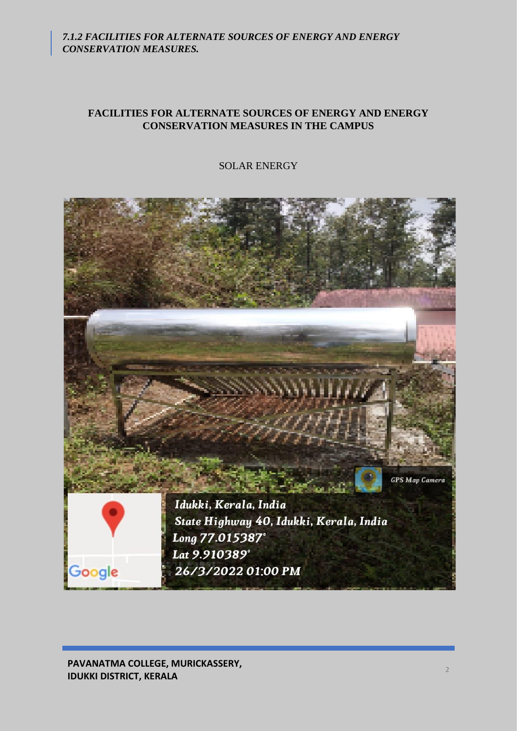*7.1.2 FACILITIES FOR ALTERNATE SOURCES OF ENERGY AND ENERGY CONSERVATION MEASURES.*

## FACILITIES FOR ALTERNATE SOURCES OF ENERGY AND ENERGY CONSERVATION MEASURES IN THE CAMPUS

SOLAR ENERGY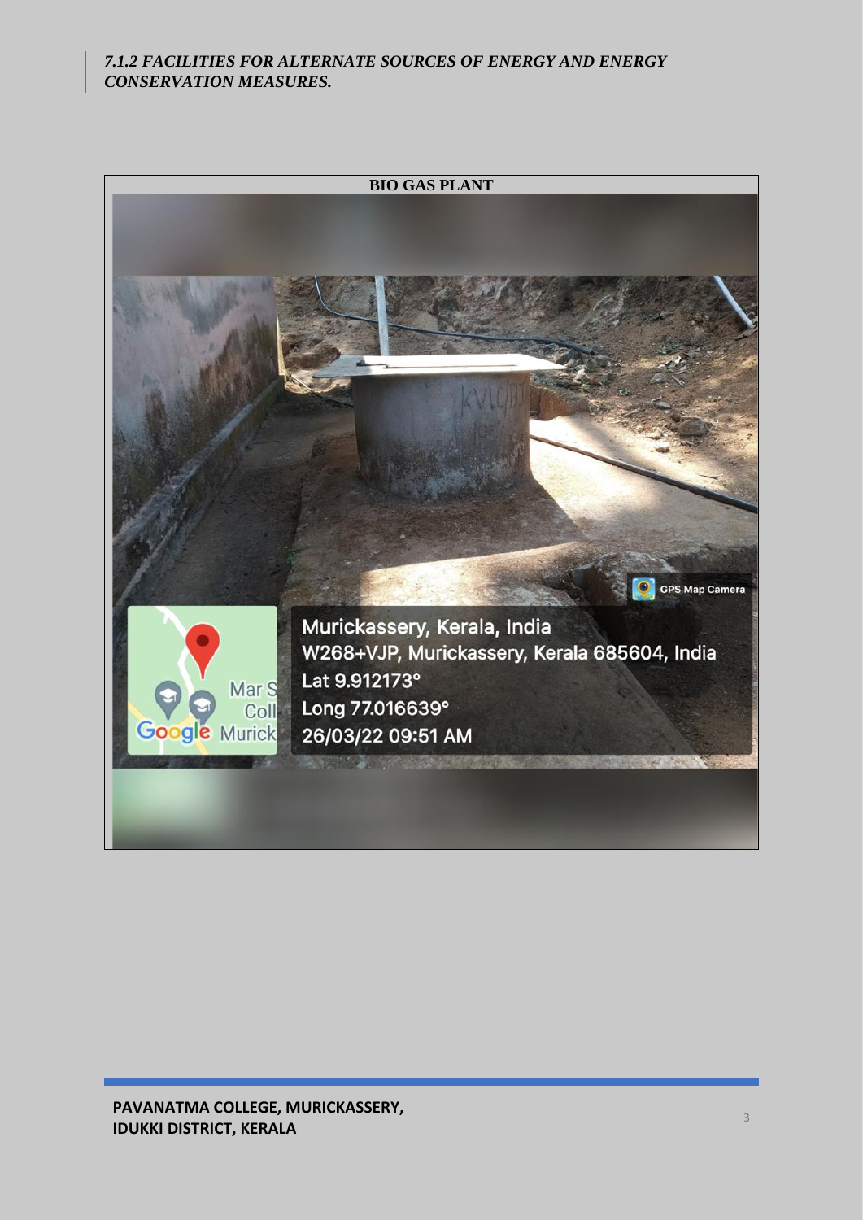*7.1.2 FACILITIES FOR ALTERNATE SOURCES OF ENERGY AND ENERGY CONSERVATION MEASURES.*

| BIO GAS PLANT |
|---|

Murickassery, Kerala, India
W268+VJP, Murickassery, Kerala 685604, India
Lat 9.912173°
Long 77.016639°
26/03/22 09:51 AM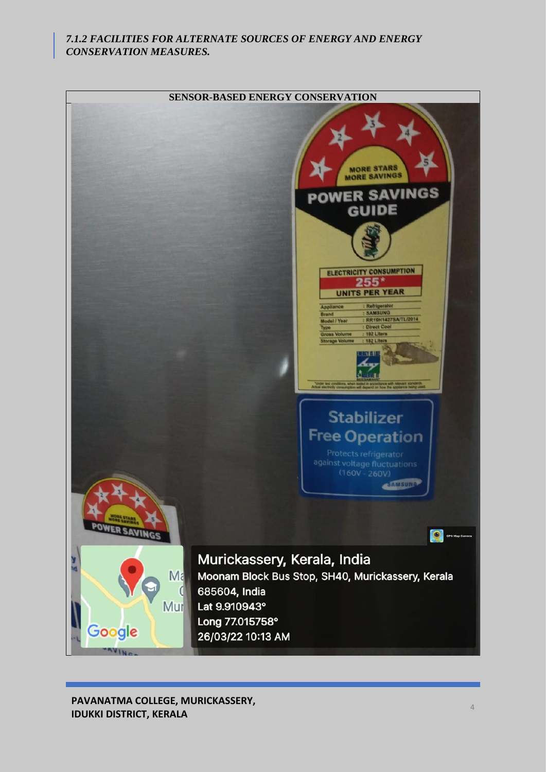*7.1.2 FACILITIES FOR ALTERNATE SOURCES OF ENERGY AND ENERGY CONSERVATION MEASURES.*

**SENSOR-BASED ENERGY CONSERVATION**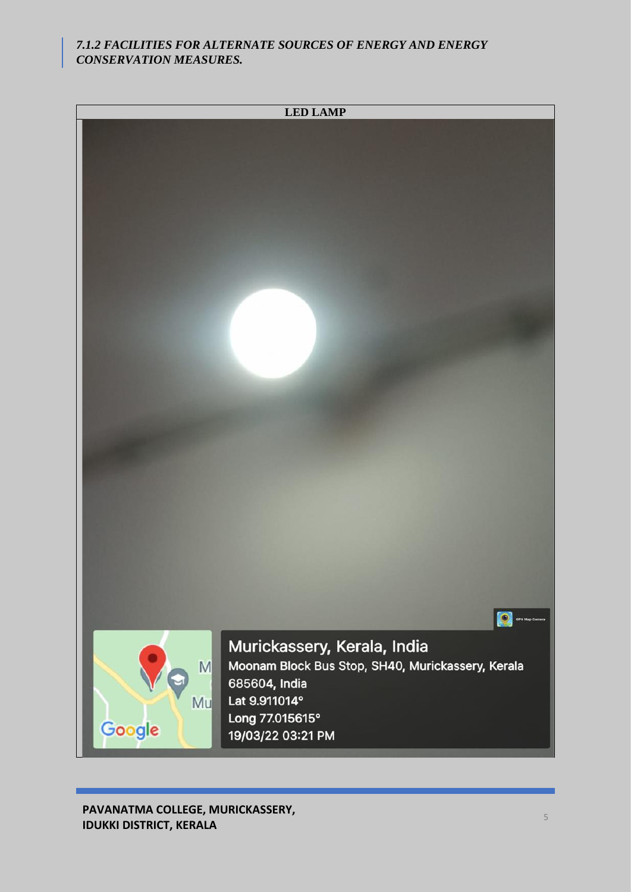*7.1.2 FACILITIES FOR ALTERNATE SOURCES OF ENERGY AND ENERGY CONSERVATION MEASURES.*

**LED LAMP**

Murickassery, Kerala, India
Moonam Block Bus Stop, SH40, Murickassery, Kerala 685604, India
Lat 9.911014°
Long 77.015615°
19/03/22 03:21 PM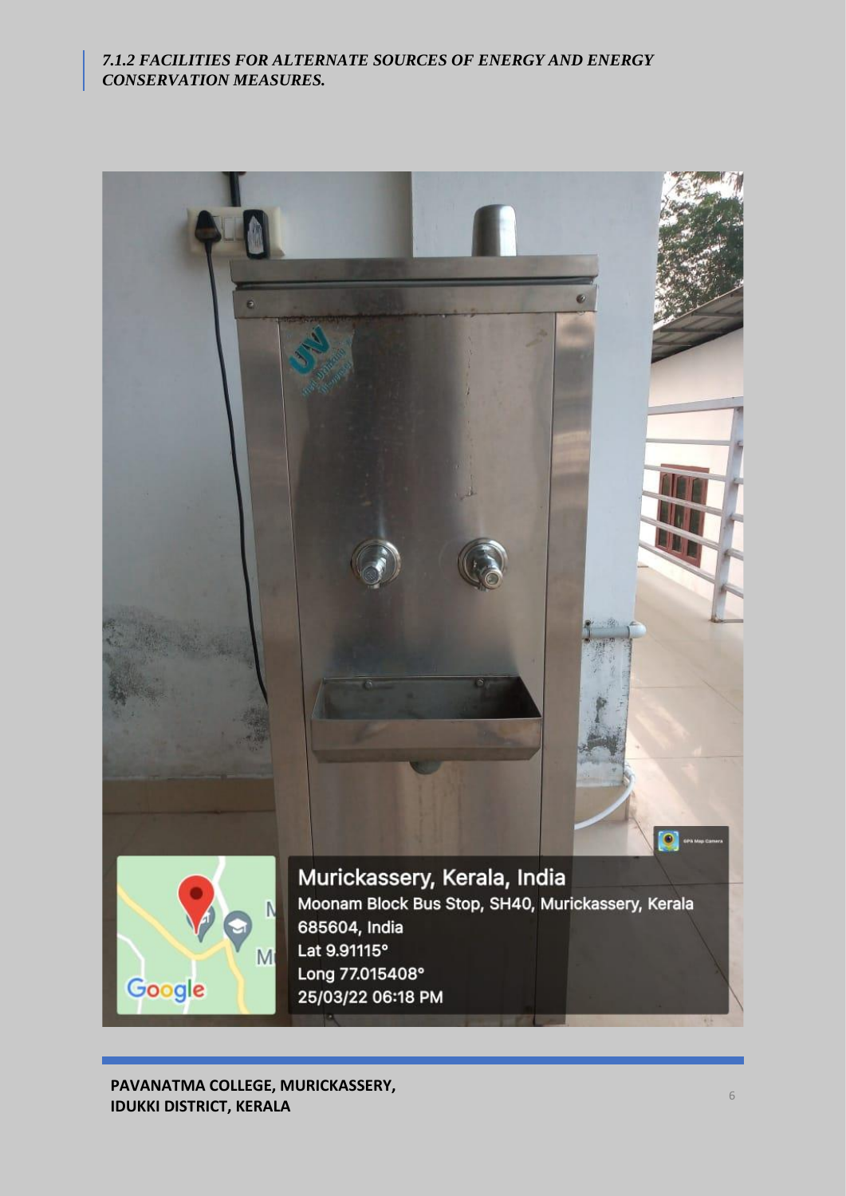*7.1.2 FACILITIES FOR ALTERNATE SOURCES OF ENERGY AND ENERGY CONSERVATION MEASURES.*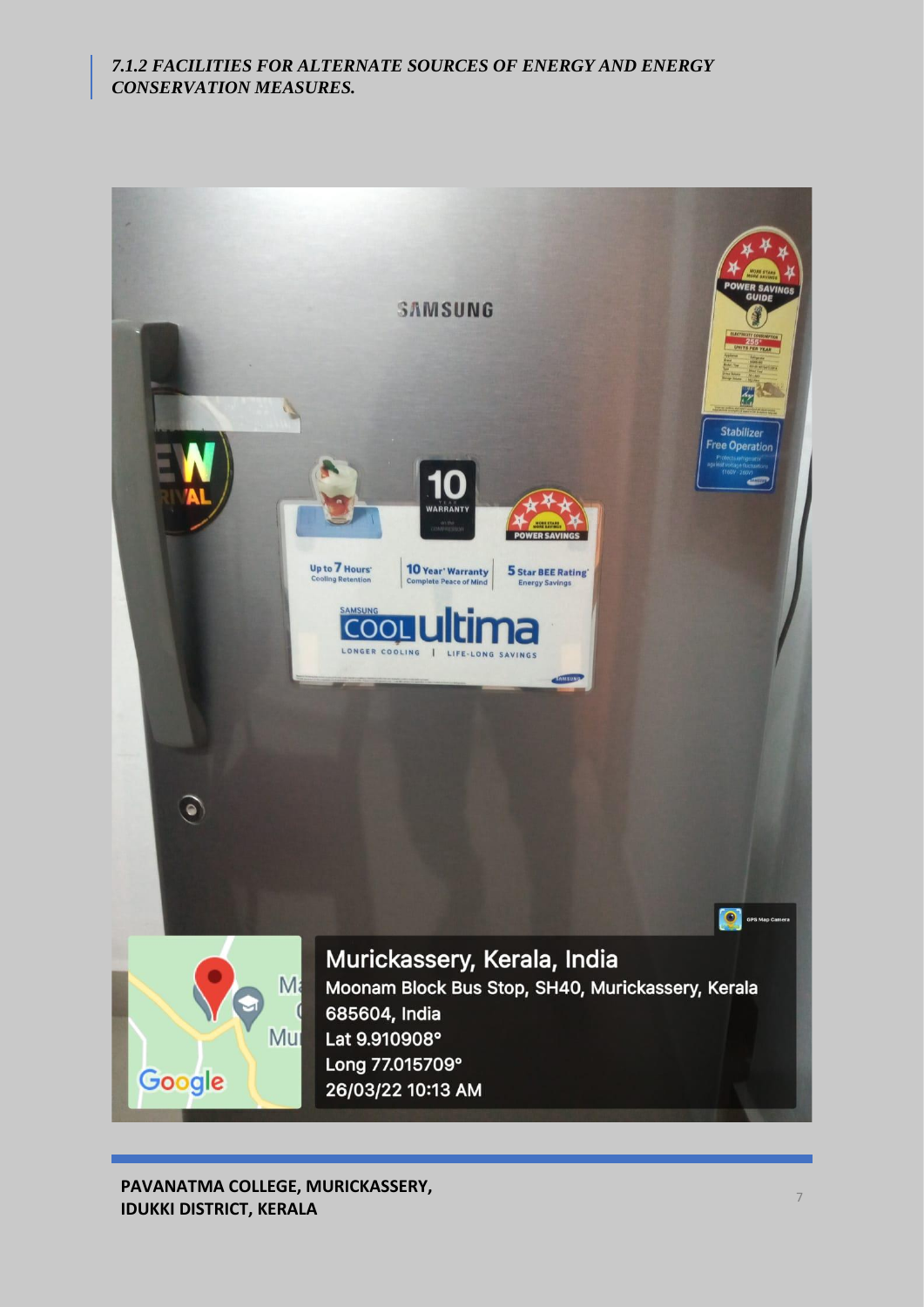*7.1.2 FACILITIES FOR ALTERNATE SOURCES OF ENERGY AND ENERGY CONSERVATION MEASURES.*